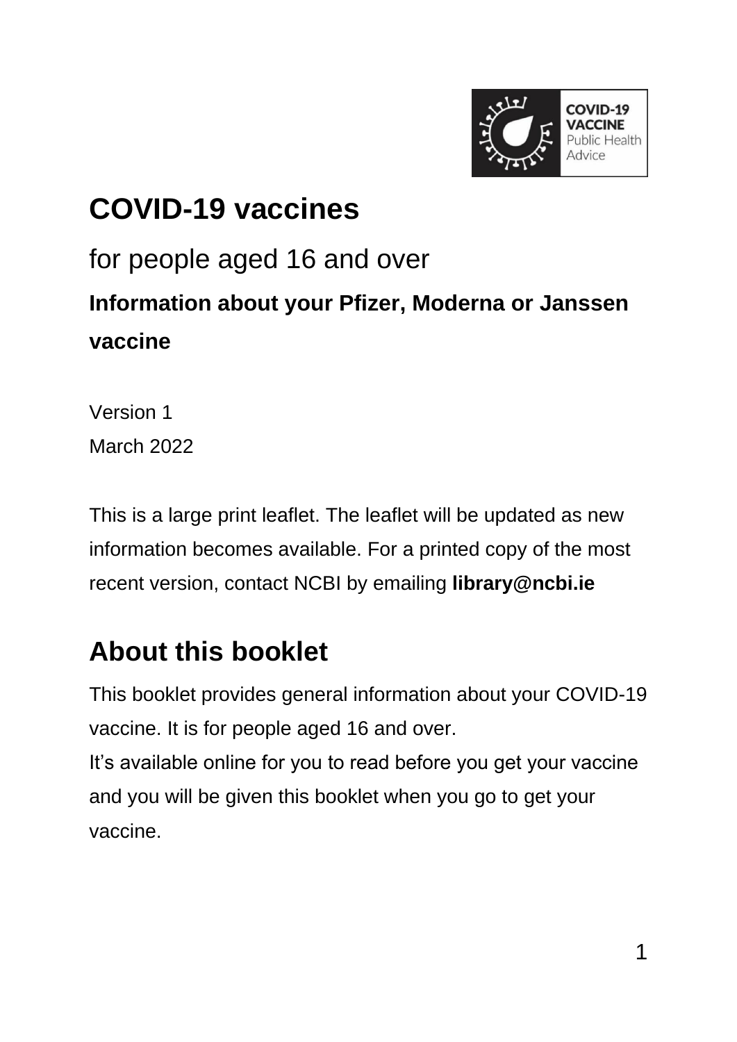COVID-19 VACCINE
Public Health
Advice

# COVID-19 vaccines

## for people aged 16 and over

### Information about your Pfizer, Moderna or Janssen vaccine

Version 1
March 2022

This is a large print leaflet. The leaflet will be updated as new information becomes available. For a printed copy of the most recent version, contact NCBI by emailing **library@ncbi.ie**

## About this booklet

This booklet provides general information about your COVID-19 vaccine. It is for people aged 16 and over.
It's available online for you to read before you get your vaccine and you will be given this booklet when you go to get your vaccine.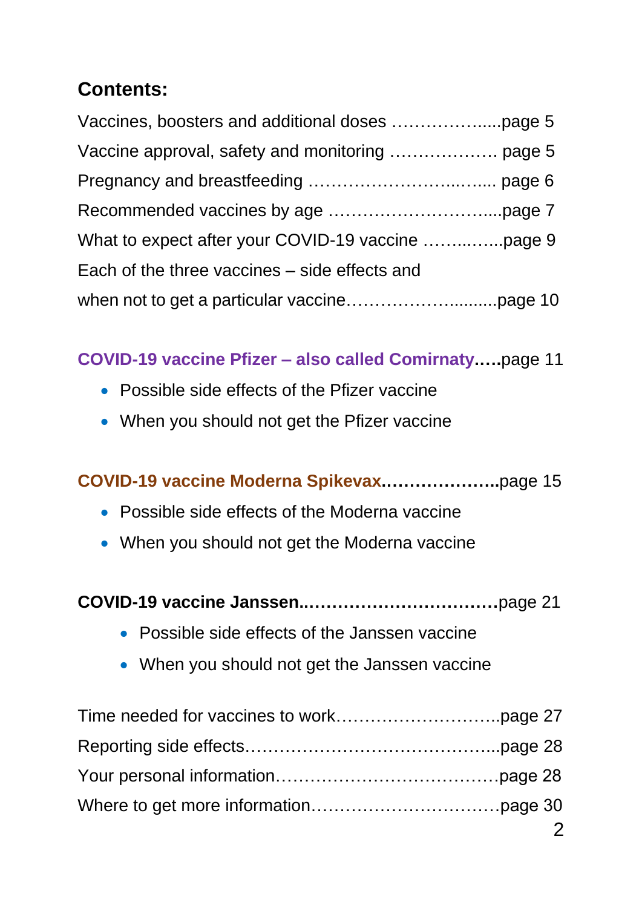## Contents:

Vaccines, boosters and additional doses ……………......page 5

Vaccine approval, safety and monitoring ……………… page 5

Pregnancy and breastfeeding …………………...…..... page 6

Recommended vaccines by age ……………………....page 7

What to expect after your COVID-19 vaccine ……...…...page 9

Each of the three vaccines – side effects and
when not to get a particular vaccine………………..........page 10

**COVID-19 vaccine Pfizer – also called Comirnaty…..**page 11

- Possible side effects of the Pfizer vaccine
- When you should not get the Pfizer vaccine

**COVID-19 vaccine Moderna Spikevax………………...**page 15

- Possible side effects of the Moderna vaccine
- When you should not get the Moderna vaccine

**COVID-19 vaccine Janssen..……………………………**page 21

- Possible side effects of the Janssen vaccine
- When you should not get the Janssen vaccine

Time needed for vaccines to work………………………..page 27

Reporting side effects……………………………………...page 28

Your personal information…………………………………page 28

Where to get more information……………………………page 30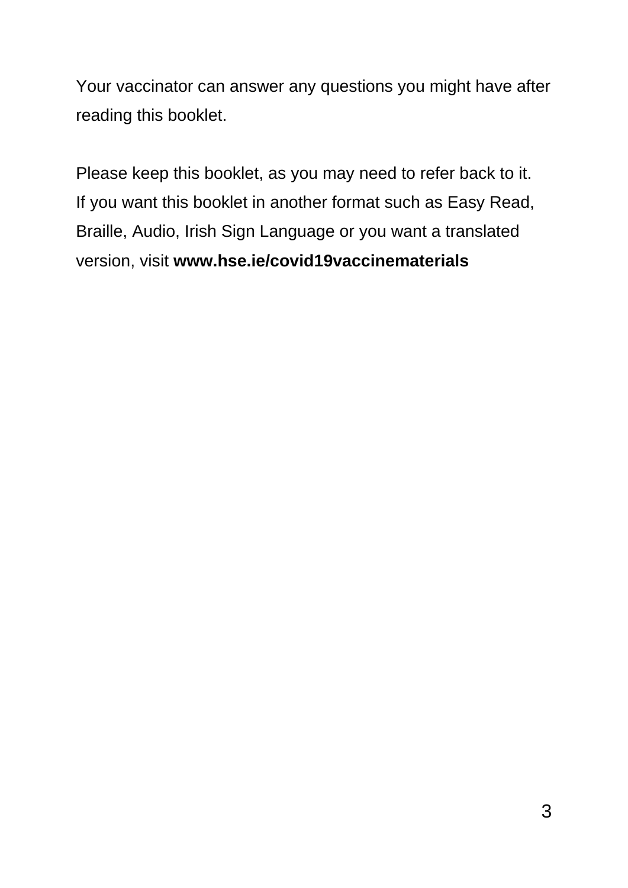Your vaccinator can answer any questions you might have after reading this booklet.

Please keep this booklet, as you may need to refer back to it. If you want this booklet in another format such as Easy Read, Braille, Audio, Irish Sign Language or you want a translated version, visit **www.hse.ie/covid19vaccinematerials**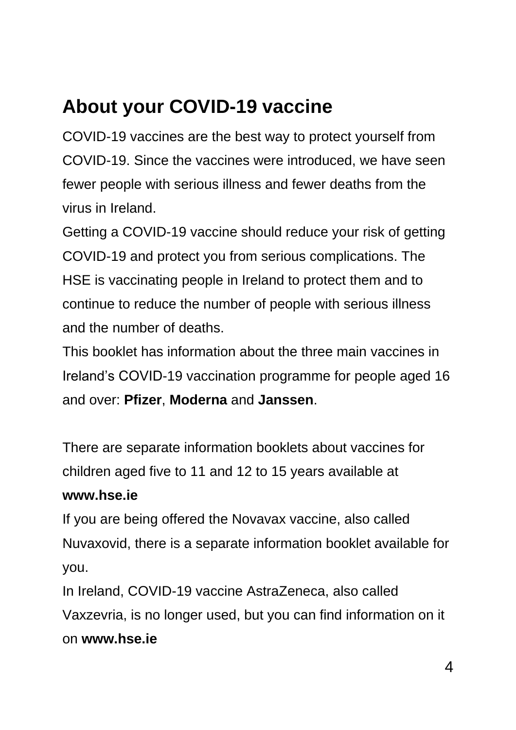## About your COVID-19 vaccine

COVID-19 vaccines are the best way to protect yourself from COVID-19. Since the vaccines were introduced, we have seen fewer people with serious illness and fewer deaths from the virus in Ireland.

Getting a COVID-19 vaccine should reduce your risk of getting COVID-19 and protect you from serious complications. The HSE is vaccinating people in Ireland to protect them and to continue to reduce the number of people with serious illness and the number of deaths.

This booklet has information about the three main vaccines in Ireland's COVID-19 vaccination programme for people aged 16 and over: **Pfizer**, **Moderna** and **Janssen**.

There are separate information booklets about vaccines for children aged five to 11 and 12 to 15 years available at **www.hse.ie**

If you are being offered the Novavax vaccine, also called Nuvaxovid, there is a separate information booklet available for you.

In Ireland, COVID-19 vaccine AstraZeneca, also called Vaxzevria, is no longer used, but you can find information on it on **www.hse.ie**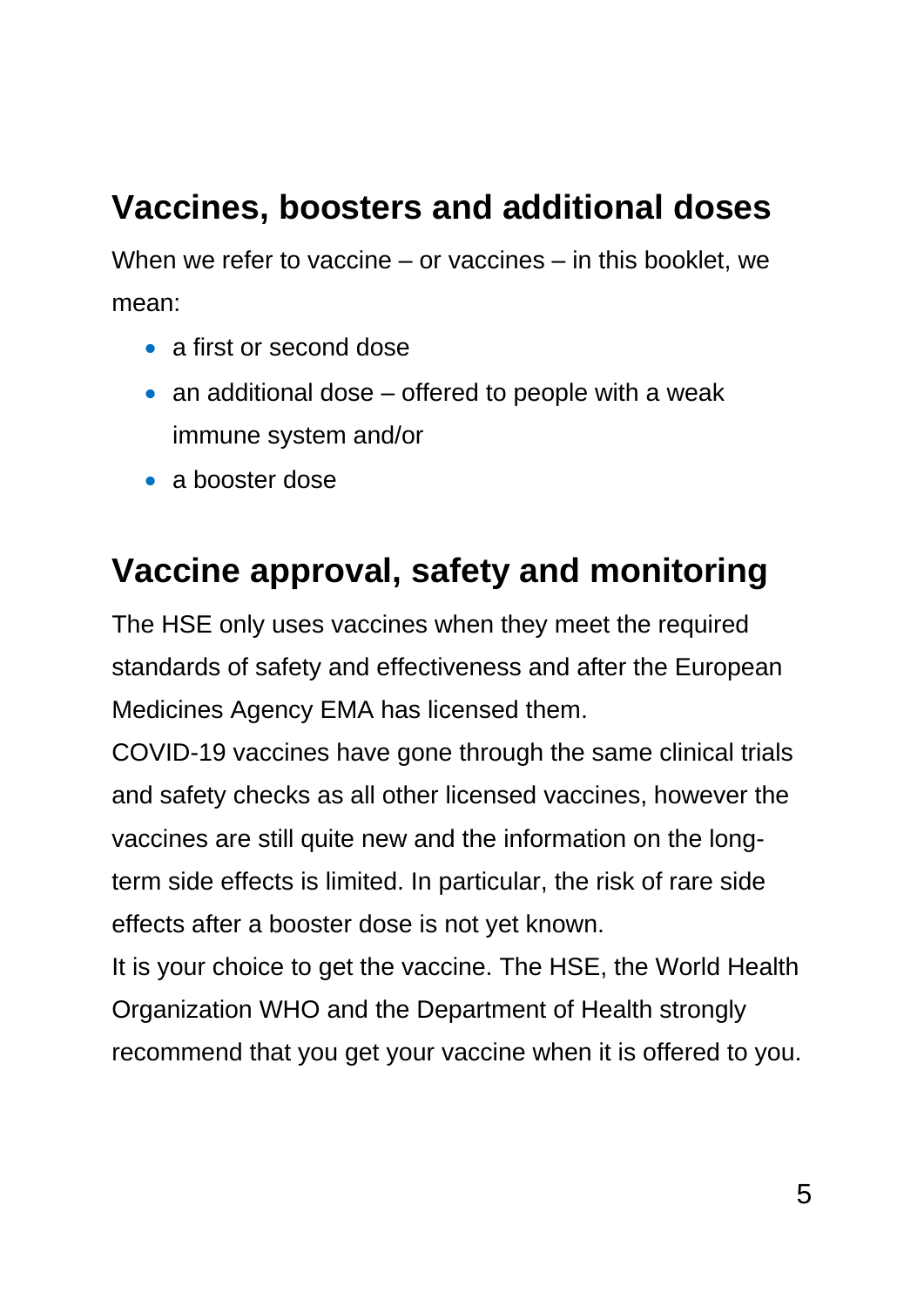## Vaccines, boosters and additional doses

When we refer to vaccine – or vaccines – in this booklet, we mean:

- a first or second dose
- an additional dose – offered to people with a weak immune system and/or
- a booster dose

## Vaccine approval, safety and monitoring

The HSE only uses vaccines when they meet the required standards of safety and effectiveness and after the European Medicines Agency EMA has licensed them.

COVID-19 vaccines have gone through the same clinical trials and safety checks as all other licensed vaccines, however the vaccines are still quite new and the information on the long-term side effects is limited. In particular, the risk of rare side effects after a booster dose is not yet known.

It is your choice to get the vaccine. The HSE, the World Health Organization WHO and the Department of Health strongly recommend that you get your vaccine when it is offered to you.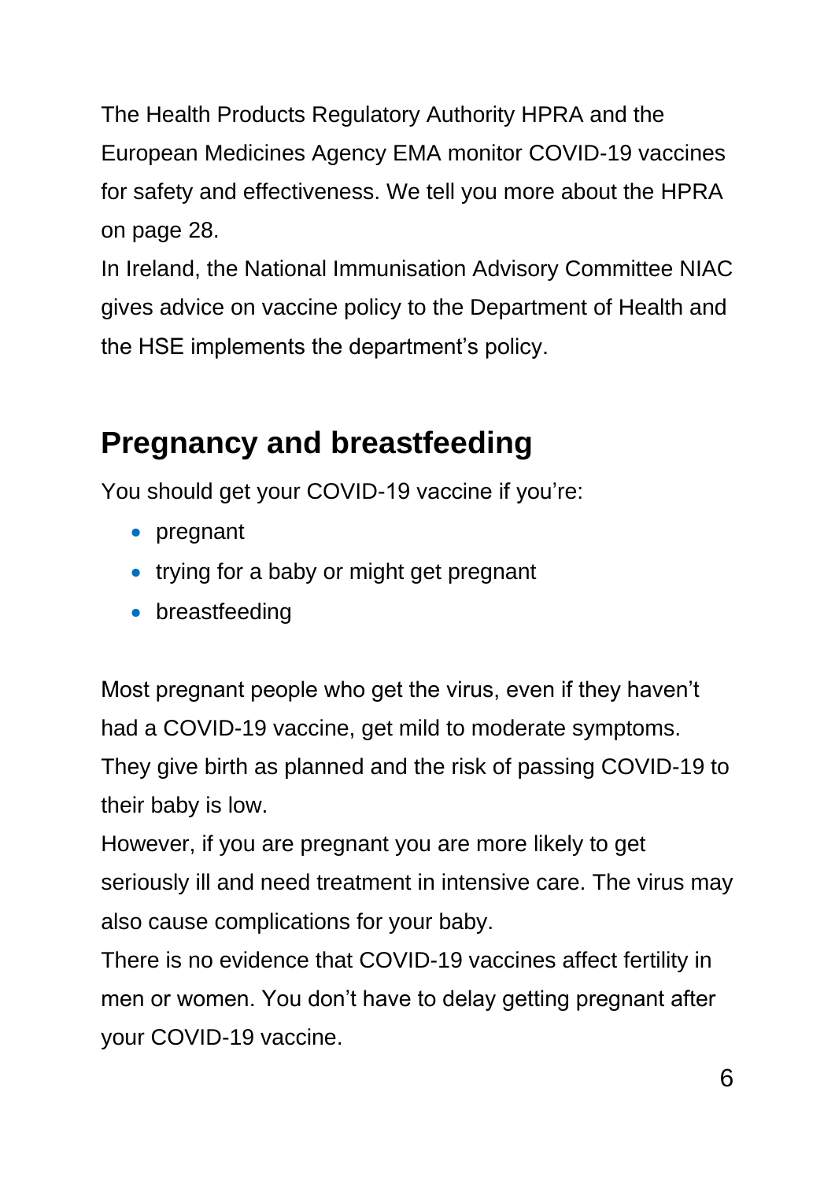The Health Products Regulatory Authority HPRA and the European Medicines Agency EMA monitor COVID-19 vaccines for safety and effectiveness. We tell you more about the HPRA on page 28.

In Ireland, the National Immunisation Advisory Committee NIAC gives advice on vaccine policy to the Department of Health and the HSE implements the department's policy.

## Pregnancy and breastfeeding

You should get your COVID-19 vaccine if you're:

- pregnant
- trying for a baby or might get pregnant
- breastfeeding

Most pregnant people who get the virus, even if they haven't had a COVID-19 vaccine, get mild to moderate symptoms. They give birth as planned and the risk of passing COVID-19 to their baby is low.

However, if you are pregnant you are more likely to get seriously ill and need treatment in intensive care. The virus may also cause complications for your baby.

There is no evidence that COVID-19 vaccines affect fertility in men or women. You don't have to delay getting pregnant after your COVID-19 vaccine.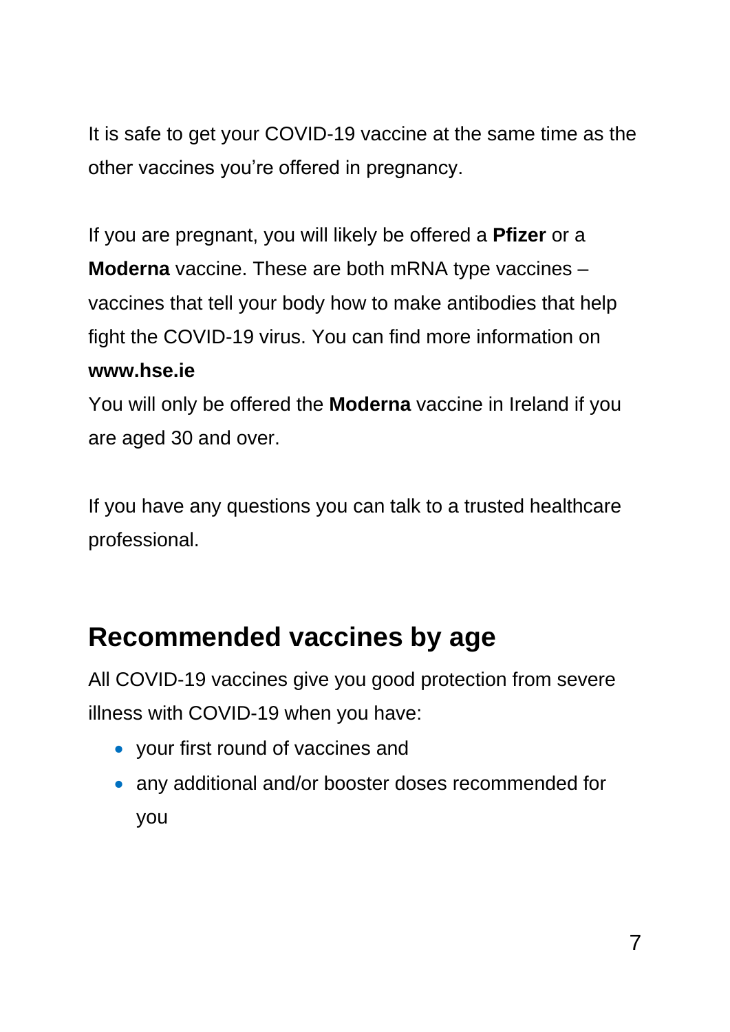It is safe to get your COVID-19 vaccine at the same time as the other vaccines you're offered in pregnancy.

If you are pregnant, you will likely be offered a **Pfizer** or a **Moderna** vaccine. These are both mRNA type vaccines – vaccines that tell your body how to make antibodies that help fight the COVID-19 virus. You can find more information on **www.hse.ie**

You will only be offered the **Moderna** vaccine in Ireland if you are aged 30 and over.

If you have any questions you can talk to a trusted healthcare professional.

## Recommended vaccines by age

All COVID-19 vaccines give you good protection from severe illness with COVID-19 when you have:

- your first round of vaccines and
- any additional and/or booster doses recommended for you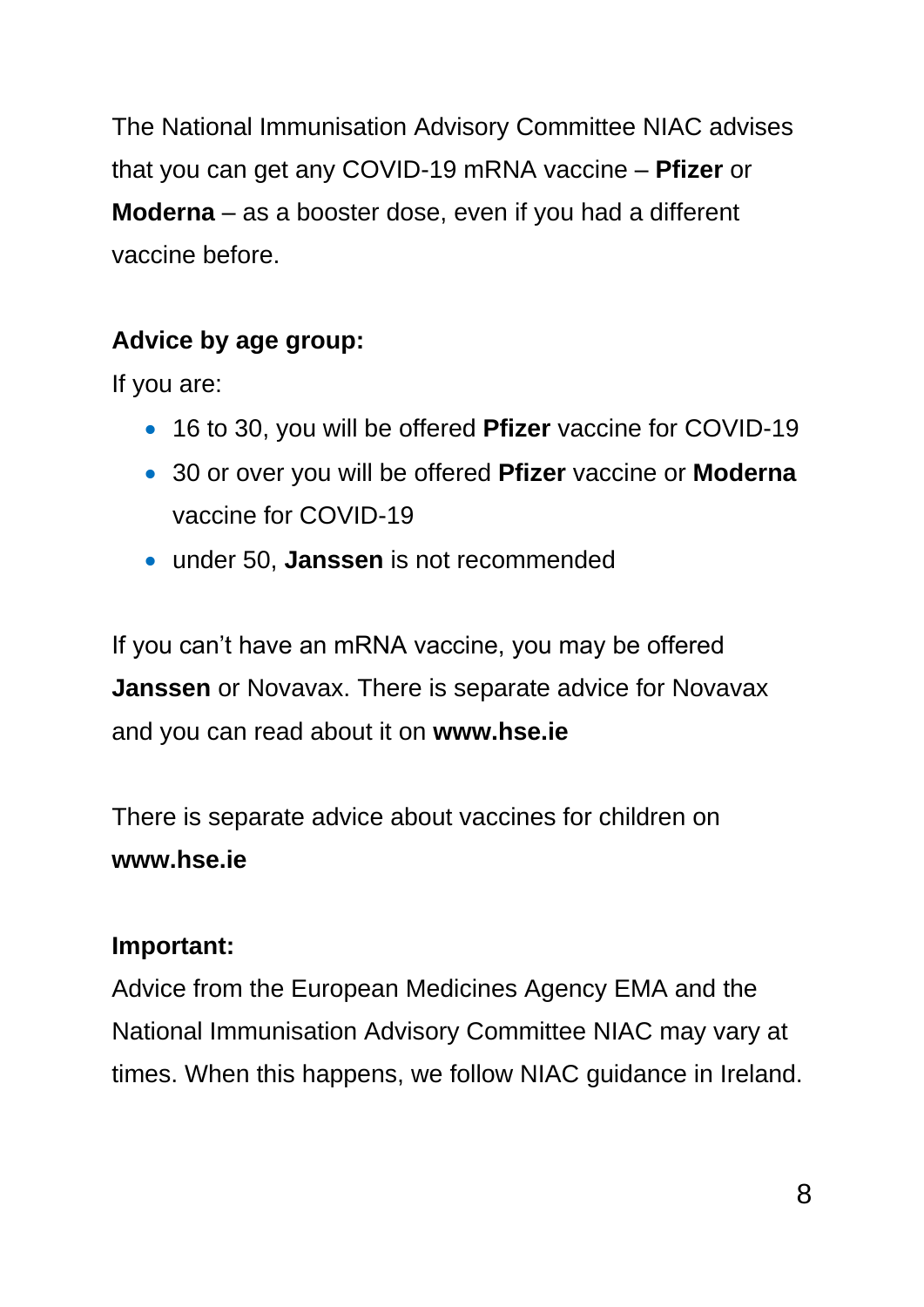The National Immunisation Advisory Committee NIAC advises that you can get any COVID-19 mRNA vaccine – **Pfizer** or **Moderna** – as a booster dose, even if you had a different vaccine before.

**Advice by age group:**

If you are:

- 16 to 30, you will be offered **Pfizer** vaccine for COVID-19
- 30 or over you will be offered **Pfizer** vaccine or **Moderna** vaccine for COVID-19
- under 50, **Janssen** is not recommended

If you can't have an mRNA vaccine, you may be offered **Janssen** or Novavax. There is separate advice for Novavax and you can read about it on **www.hse.ie**

There is separate advice about vaccines for children on **www.hse.ie**

**Important:**

Advice from the European Medicines Agency EMA and the National Immunisation Advisory Committee NIAC may vary at times. When this happens, we follow NIAC guidance in Ireland.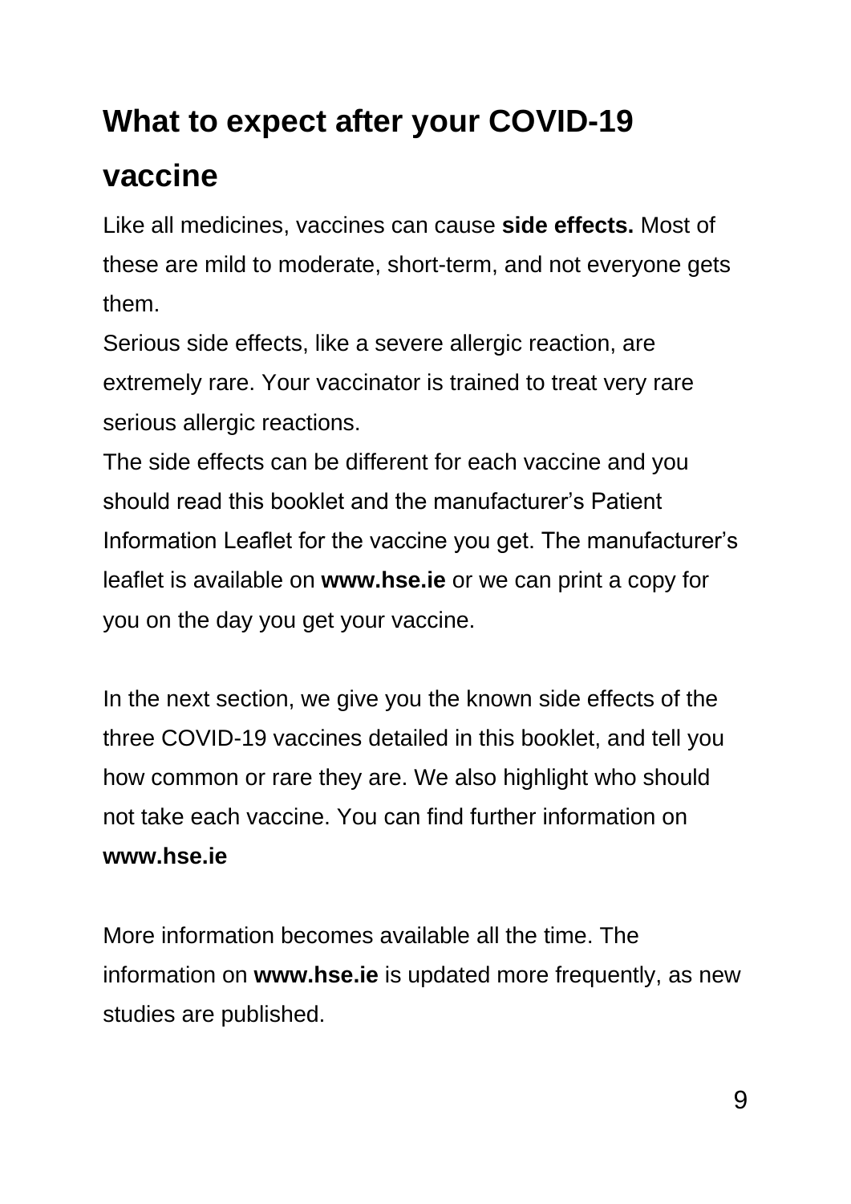# What to expect after your COVID-19 vaccine

Like all medicines, vaccines can cause **side effects.** Most of these are mild to moderate, short-term, and not everyone gets them.

Serious side effects, like a severe allergic reaction, are extremely rare. Your vaccinator is trained to treat very rare serious allergic reactions.

The side effects can be different for each vaccine and you should read this booklet and the manufacturer's Patient Information Leaflet for the vaccine you get. The manufacturer's leaflet is available on **www.hse.ie** or we can print a copy for you on the day you get your vaccine.

In the next section, we give you the known side effects of the three COVID-19 vaccines detailed in this booklet, and tell you how common or rare they are. We also highlight who should not take each vaccine. You can find further information on **www.hse.ie**

More information becomes available all the time. The information on **www.hse.ie** is updated more frequently, as new studies are published.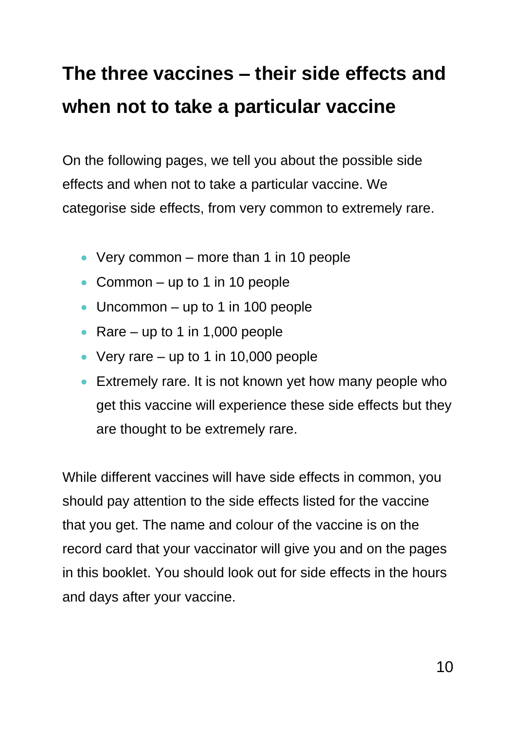## The three vaccines – their side effects and when not to take a particular vaccine

On the following pages, we tell you about the possible side effects and when not to take a particular vaccine. We categorise side effects, from very common to extremely rare.

- Very common – more than 1 in 10 people
- Common – up to 1 in 10 people
- Uncommon – up to 1 in 100 people
- Rare – up to 1 in 1,000 people
- Very rare – up to 1 in 10,000 people
- Extremely rare. It is not known yet how many people who get this vaccine will experience these side effects but they are thought to be extremely rare.

While different vaccines will have side effects in common, you should pay attention to the side effects listed for the vaccine that you get. The name and colour of the vaccine is on the record card that your vaccinator will give you and on the pages in this booklet. You should look out for side effects in the hours and days after your vaccine.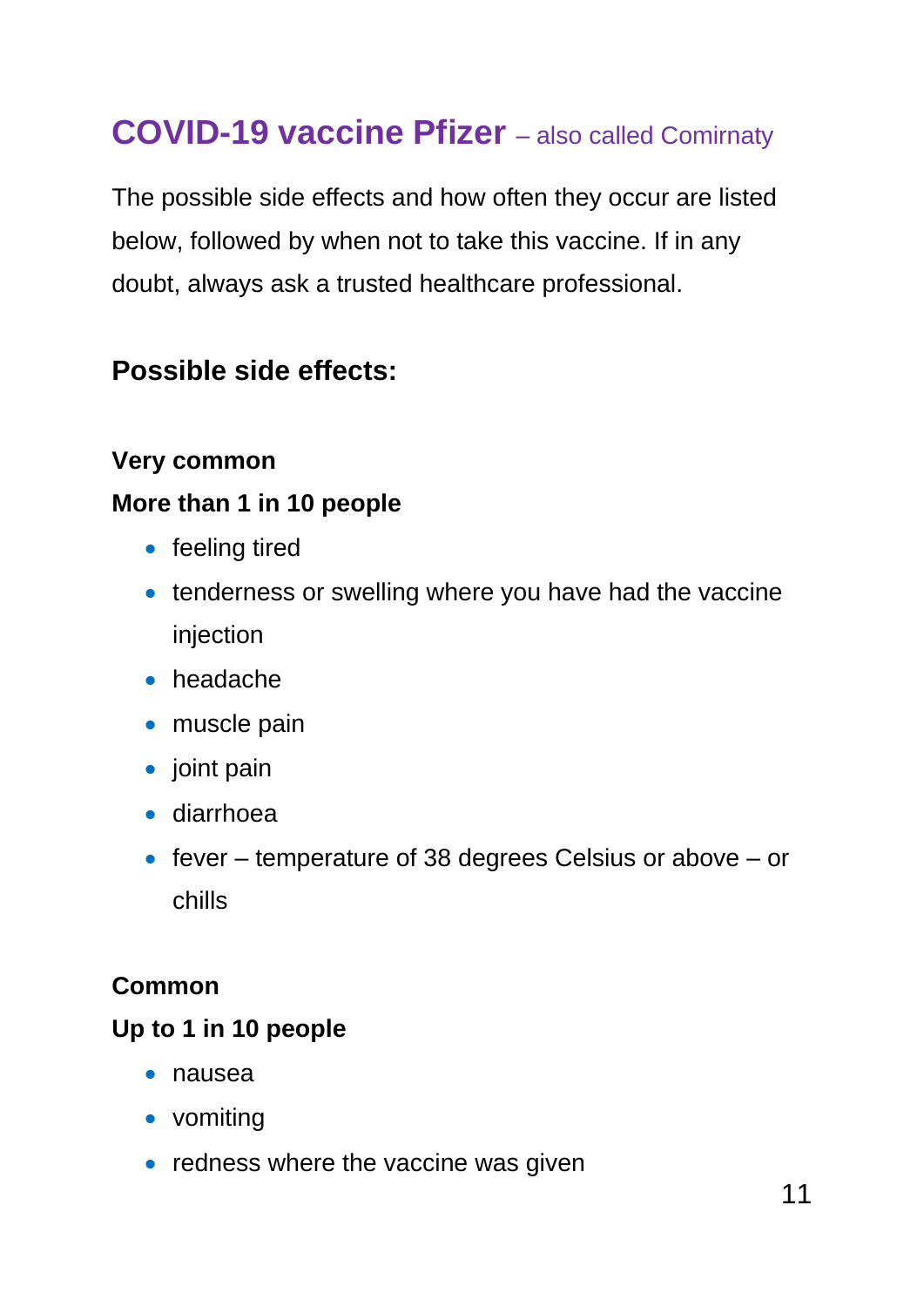## COVID-19 vaccine Pfizer – also called Comirnaty

The possible side effects and how often they occur are listed below, followed by when not to take this vaccine. If in any doubt, always ask a trusted healthcare professional.

### Possible side effects:

**Very common**
**More than 1 in 10 people**

- feeling tired
- tenderness or swelling where you have had the vaccine injection
- headache
- muscle pain
- joint pain
- diarrhoea
- fever – temperature of 38 degrees Celsius or above – or chills

**Common**
**Up to 1 in 10 people**

- nausea
- vomiting
- redness where the vaccine was given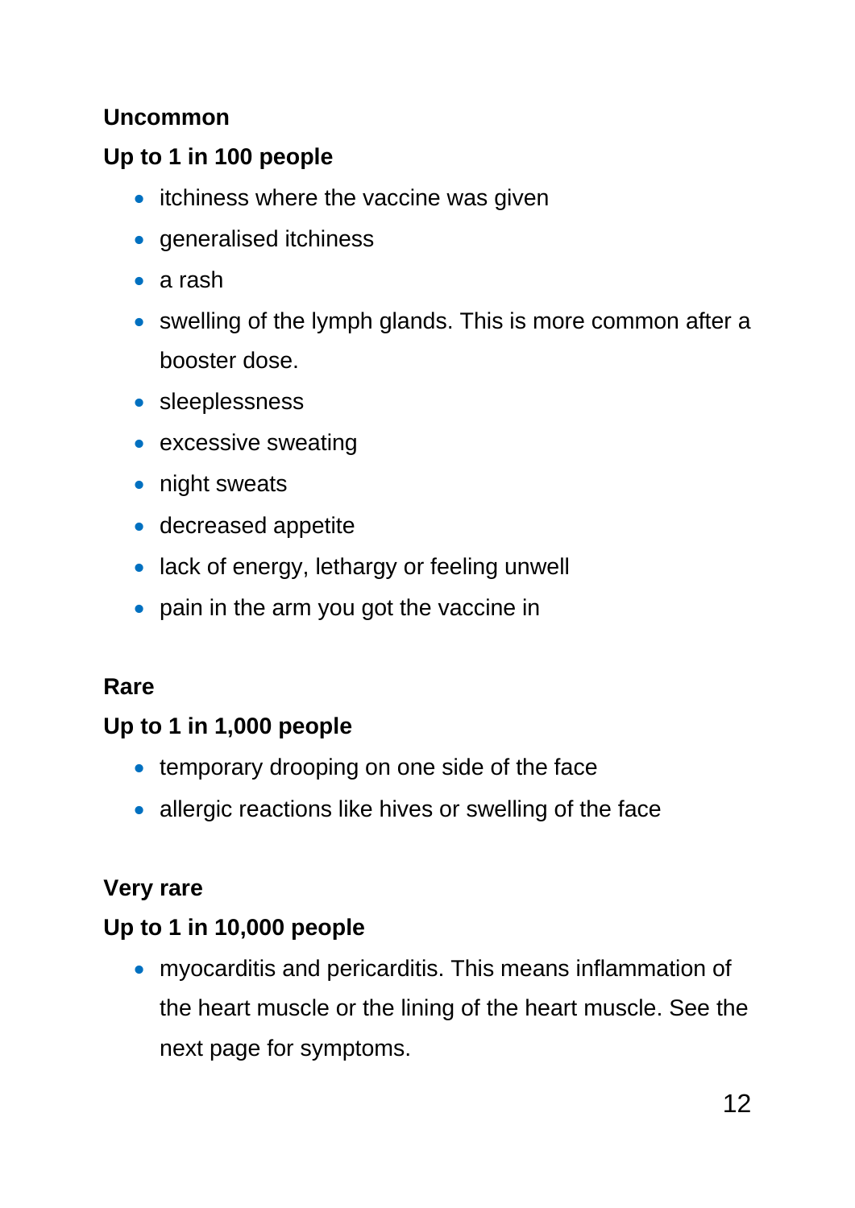**Uncommon**

**Up to 1 in 100 people**

- itchiness where the vaccine was given
- generalised itchiness
- a rash
- swelling of the lymph glands. This is more common after a booster dose.
- sleeplessness
- excessive sweating
- night sweats
- decreased appetite
- lack of energy, lethargy or feeling unwell
- pain in the arm you got the vaccine in

**Rare**

**Up to 1 in 1,000 people**

- temporary drooping on one side of the face
- allergic reactions like hives or swelling of the face

**Very rare**

**Up to 1 in 10,000 people**

- myocarditis and pericarditis. This means inflammation of the heart muscle or the lining of the heart muscle. See the next page for symptoms.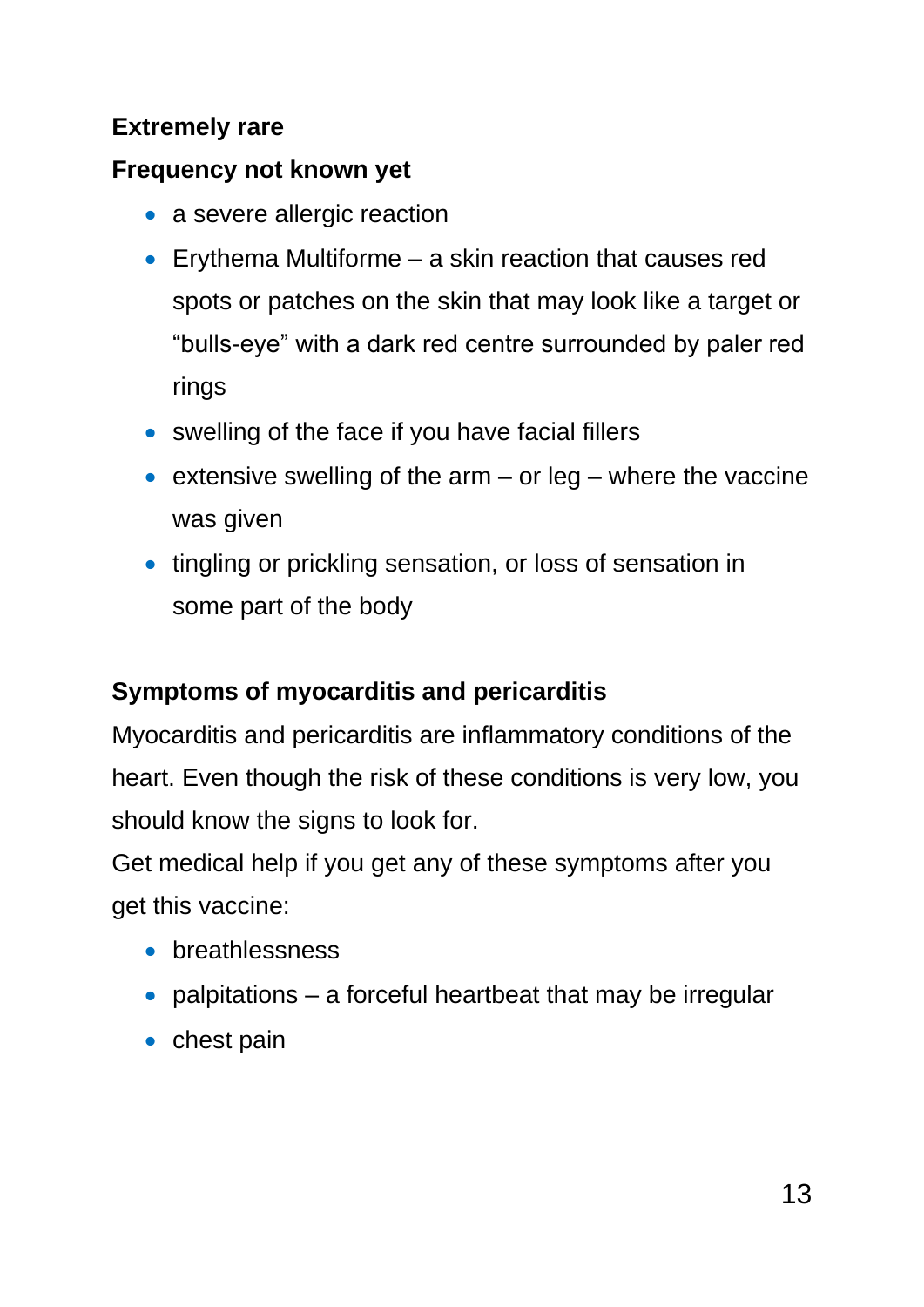**Extremely rare**

**Frequency not known yet**

- a severe allergic reaction
- Erythema Multiforme – a skin reaction that causes red spots or patches on the skin that may look like a target or "bulls-eye" with a dark red centre surrounded by paler red rings
- swelling of the face if you have facial fillers
- extensive swelling of the arm – or leg – where the vaccine was given
- tingling or prickling sensation, or loss of sensation in some part of the body

**Symptoms of myocarditis and pericarditis**

Myocarditis and pericarditis are inflammatory conditions of the heart. Even though the risk of these conditions is very low, you should know the signs to look for.

Get medical help if you get any of these symptoms after you get this vaccine:

- breathlessness
- palpitations – a forceful heartbeat that may be irregular
- chest pain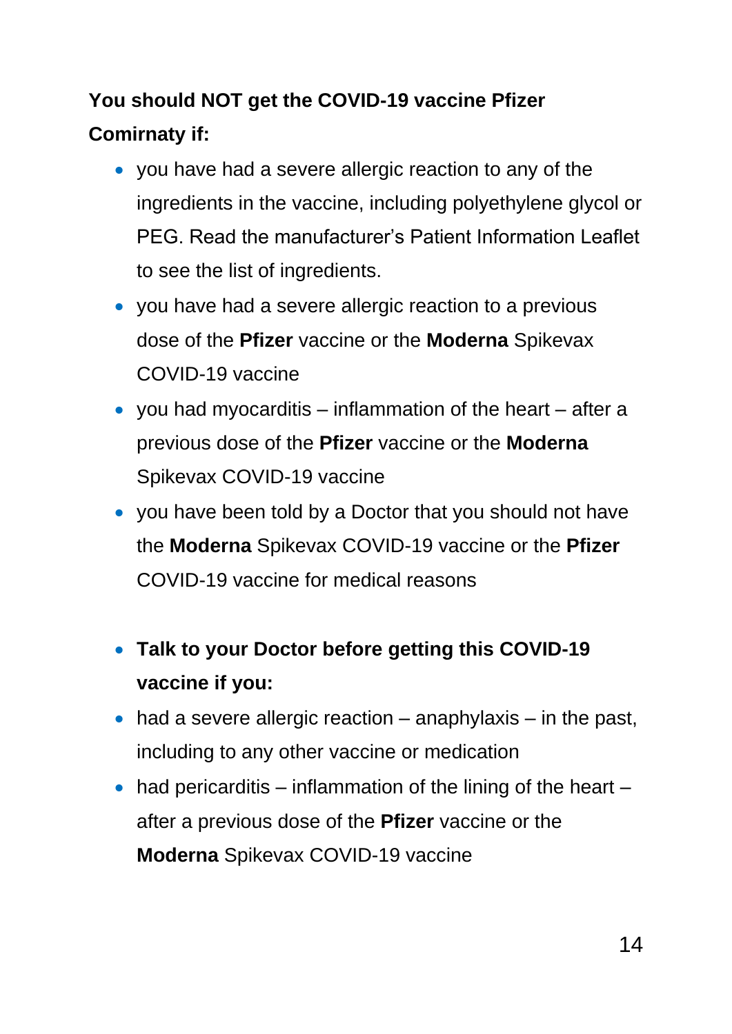**You should NOT get the COVID-19 vaccine Pfizer Comirnaty if:**

- you have had a severe allergic reaction to any of the ingredients in the vaccine, including polyethylene glycol or PEG. Read the manufacturer's Patient Information Leaflet to see the list of ingredients.
- you have had a severe allergic reaction to a previous dose of the **Pfizer** vaccine or the **Moderna** Spikevax COVID-19 vaccine
- you had myocarditis – inflammation of the heart – after a previous dose of the **Pfizer** vaccine or the **Moderna** Spikevax COVID-19 vaccine
- you have been told by a Doctor that you should not have the **Moderna** Spikevax COVID-19 vaccine or the **Pfizer** COVID-19 vaccine for medical reasons

- **Talk to your Doctor before getting this COVID-19 vaccine if you:**
- had a severe allergic reaction – anaphylaxis – in the past, including to any other vaccine or medication
- had pericarditis – inflammation of the lining of the heart – after a previous dose of the **Pfizer** vaccine or the **Moderna** Spikevax COVID-19 vaccine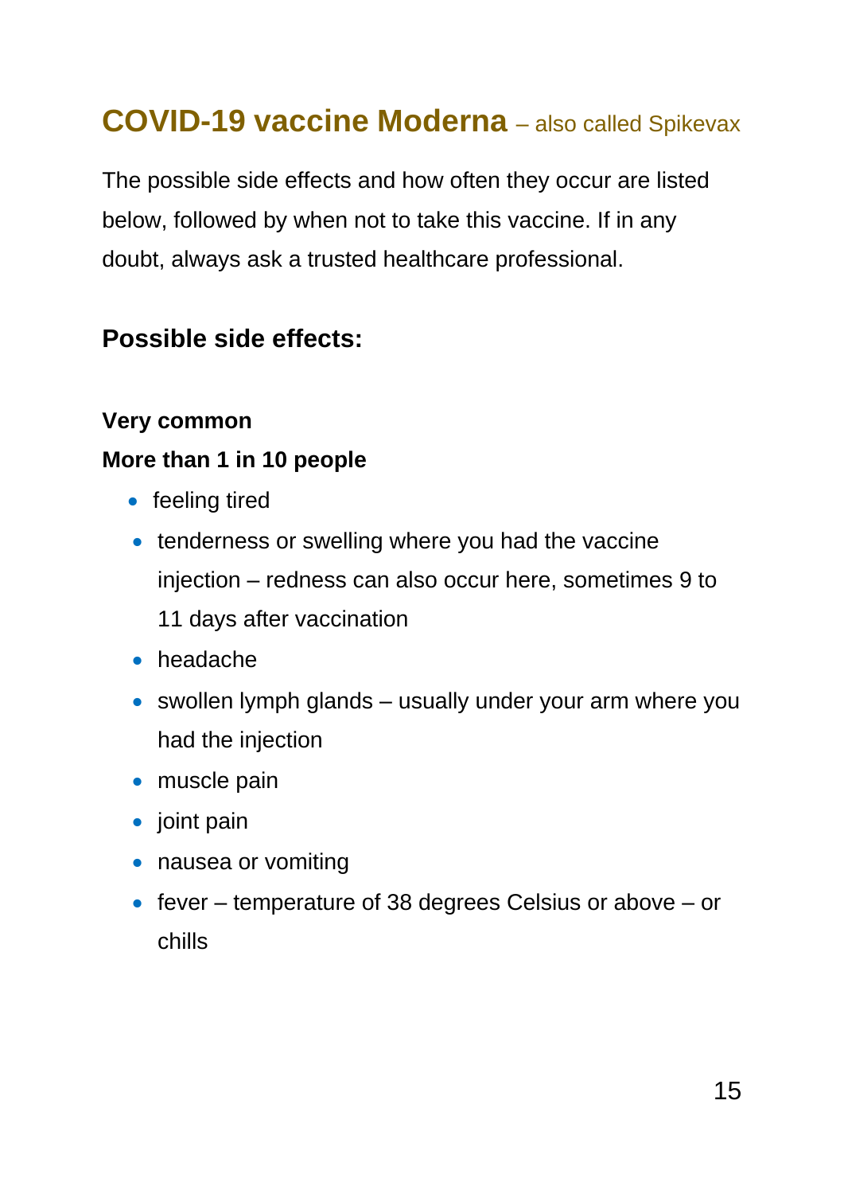## COVID-19 vaccine Moderna – also called Spikevax

The possible side effects and how often they occur are listed below, followed by when not to take this vaccine. If in any doubt, always ask a trusted healthcare professional.

### Possible side effects:

**Very common**

**More than 1 in 10 people**

- feeling tired
- tenderness or swelling where you had the vaccine injection – redness can also occur here, sometimes 9 to 11 days after vaccination
- headache
- swollen lymph glands – usually under your arm where you had the injection
- muscle pain
- joint pain
- nausea or vomiting
- fever – temperature of 38 degrees Celsius or above – or chills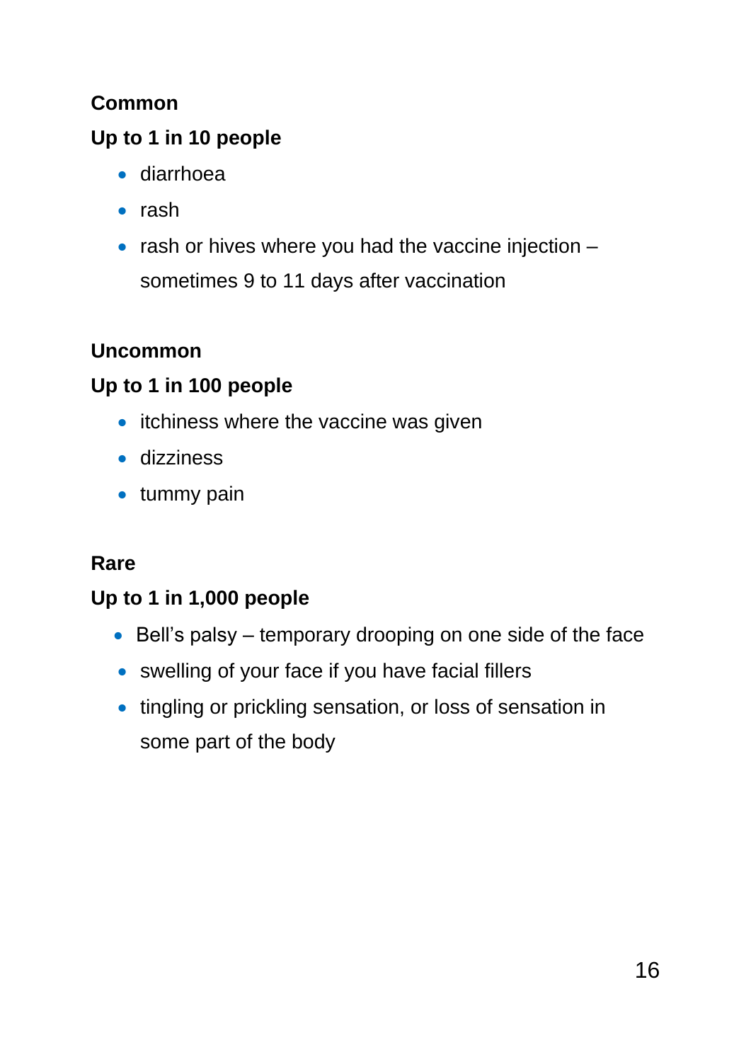**Common**

**Up to 1 in 10 people**

- diarrhoea
- rash
- rash or hives where you had the vaccine injection – sometimes 9 to 11 days after vaccination

**Uncommon**

**Up to 1 in 100 people**

- itchiness where the vaccine was given
- dizziness
- tummy pain

**Rare**

**Up to 1 in 1,000 people**

- Bell's palsy – temporary drooping on one side of the face
- swelling of your face if you have facial fillers
- tingling or prickling sensation, or loss of sensation in some part of the body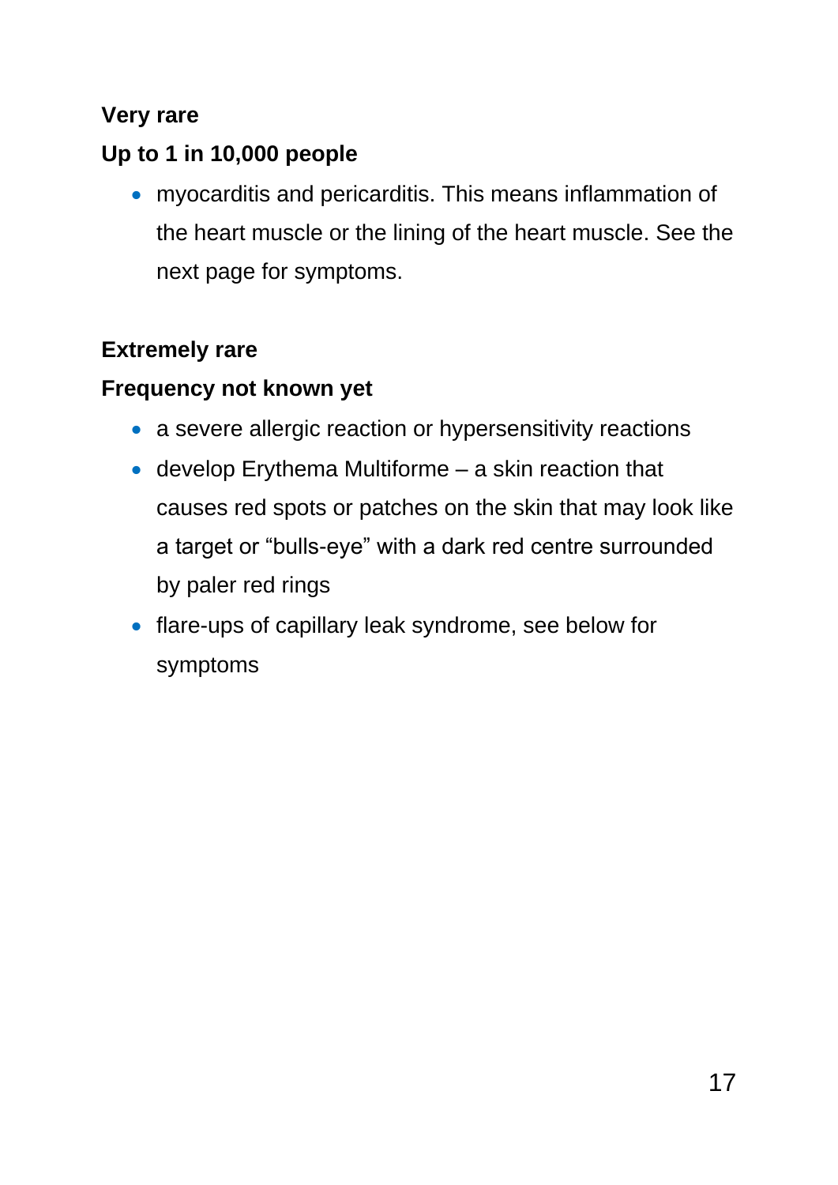**Very rare**

**Up to 1 in 10,000 people**

- myocarditis and pericarditis. This means inflammation of the heart muscle or the lining of the heart muscle. See the next page for symptoms.

**Extremely rare**

**Frequency not known yet**

- a severe allergic reaction or hypersensitivity reactions
- develop Erythema Multiforme – a skin reaction that causes red spots or patches on the skin that may look like a target or "bulls-eye" with a dark red centre surrounded by paler red rings
- flare-ups of capillary leak syndrome, see below for symptoms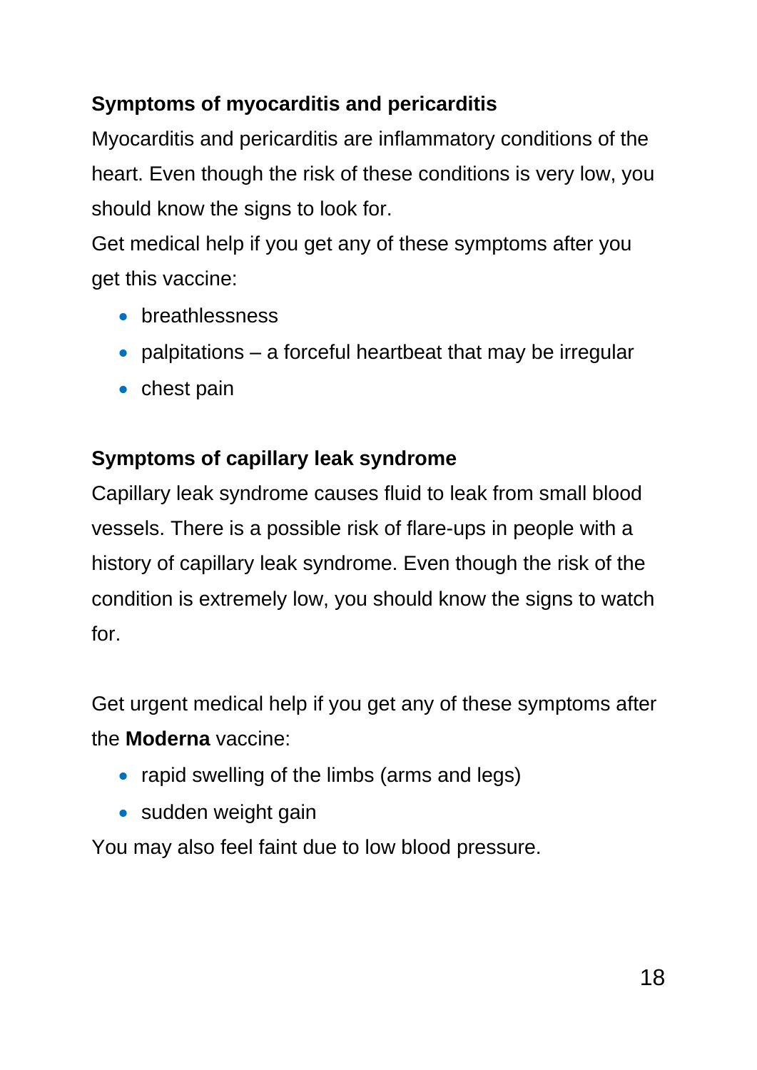## Symptoms of myocarditis and pericarditis

Myocarditis and pericarditis are inflammatory conditions of the heart. Even though the risk of these conditions is very low, you should know the signs to look for.

Get medical help if you get any of these symptoms after you get this vaccine:

- breathlessness
- palpitations – a forceful heartbeat that may be irregular
- chest pain

## Symptoms of capillary leak syndrome

Capillary leak syndrome causes fluid to leak from small blood vessels. There is a possible risk of flare-ups in people with a history of capillary leak syndrome. Even though the risk of the condition is extremely low, you should know the signs to watch for.

Get urgent medical help if you get any of these symptoms after the **Moderna** vaccine:

- rapid swelling of the limbs (arms and legs)
- sudden weight gain

You may also feel faint due to low blood pressure.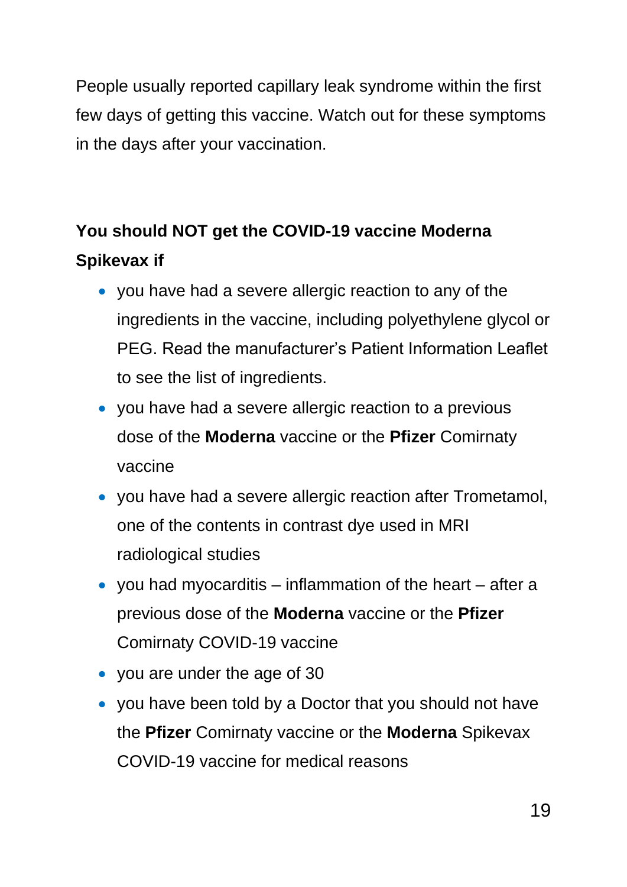People usually reported capillary leak syndrome within the first few days of getting this vaccine. Watch out for these symptoms in the days after your vaccination.

**You should NOT get the COVID-19 vaccine Moderna Spikevax if**

- you have had a severe allergic reaction to any of the ingredients in the vaccine, including polyethylene glycol or PEG. Read the manufacturer's Patient Information Leaflet to see the list of ingredients.
- you have had a severe allergic reaction to a previous dose of the **Moderna** vaccine or the **Pfizer** Comirnaty vaccine
- you have had a severe allergic reaction after Trometamol, one of the contents in contrast dye used in MRI radiological studies
- you had myocarditis – inflammation of the heart – after a previous dose of the **Moderna** vaccine or the **Pfizer** Comirnaty COVID-19 vaccine
- you are under the age of 30
- you have been told by a Doctor that you should not have the **Pfizer** Comirnaty vaccine or the **Moderna** Spikevax COVID-19 vaccine for medical reasons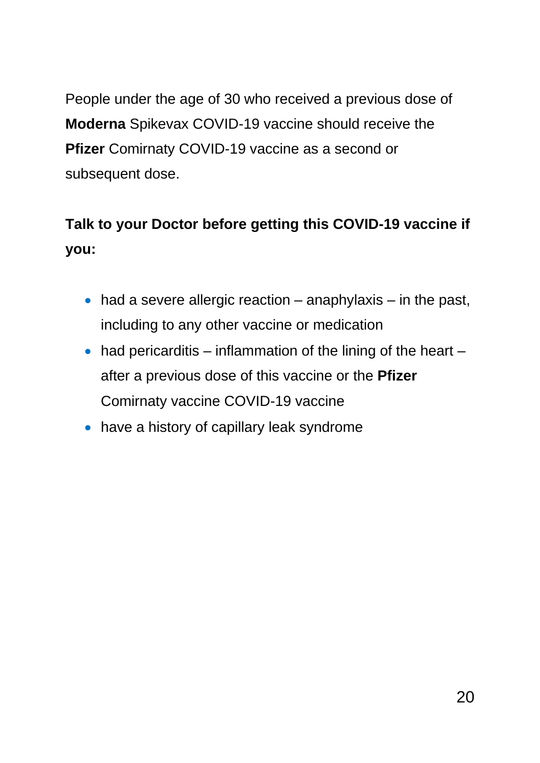People under the age of 30 who received a previous dose of **Moderna** Spikevax COVID-19 vaccine should receive the **Pfizer** Comirnaty COVID-19 vaccine as a second or subsequent dose.

**Talk to your Doctor before getting this COVID-19 vaccine if you:**

- had a severe allergic reaction – anaphylaxis – in the past, including to any other vaccine or medication
- had pericarditis – inflammation of the lining of the heart – after a previous dose of this vaccine or the **Pfizer** Comirnaty vaccine COVID-19 vaccine
- have a history of capillary leak syndrome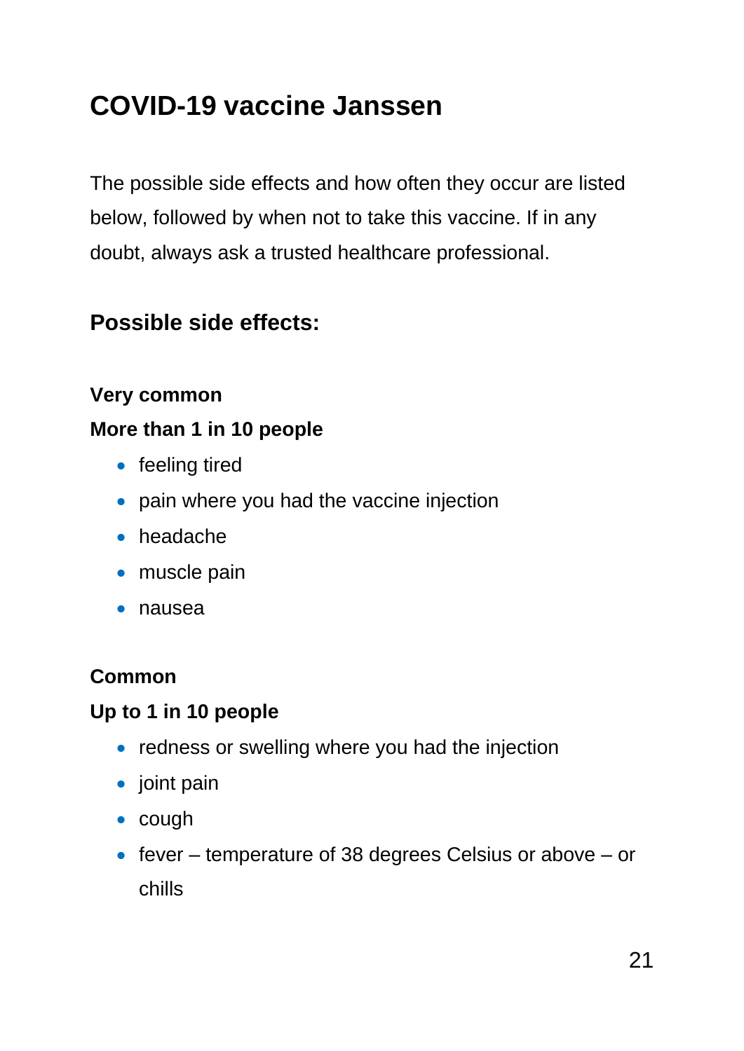## COVID-19 vaccine Janssen

The possible side effects and how often they occur are listed below, followed by when not to take this vaccine. If in any doubt, always ask a trusted healthcare professional.

### Possible side effects:

**Very common**

**More than 1 in 10 people**

- feeling tired
- pain where you had the vaccine injection
- headache
- muscle pain
- nausea

**Common**

**Up to 1 in 10 people**

- redness or swelling where you had the injection
- joint pain
- cough
- fever – temperature of 38 degrees Celsius or above – or chills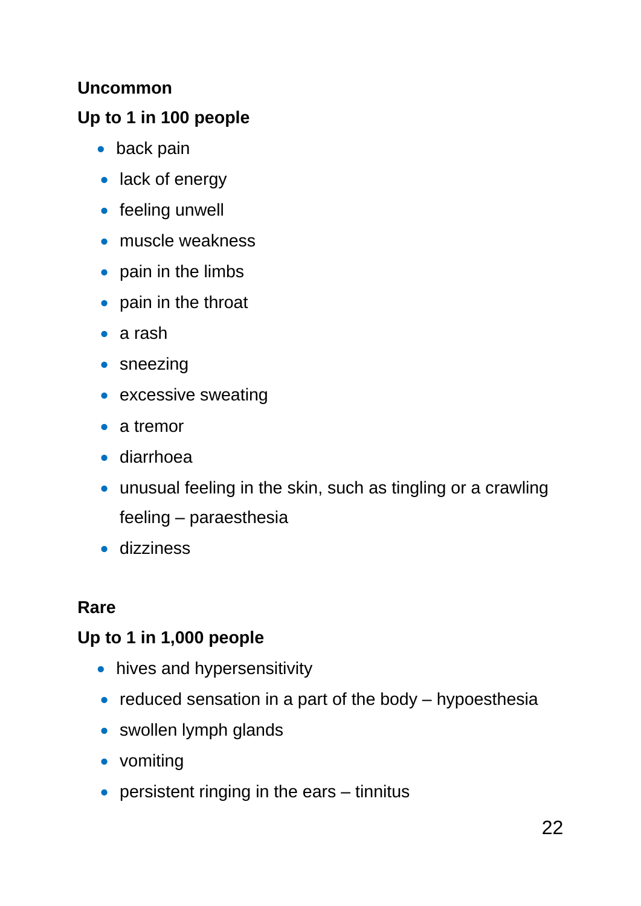**Uncommon**

**Up to 1 in 100 people**

- back pain
- lack of energy
- feeling unwell
- muscle weakness
- pain in the limbs
- pain in the throat
- a rash
- sneezing
- excessive sweating
- a tremor
- diarrhoea
- unusual feeling in the skin, such as tingling or a crawling feeling – paraesthesia
- dizziness

**Rare**

**Up to 1 in 1,000 people**

- hives and hypersensitivity
- reduced sensation in a part of the body – hypoesthesia
- swollen lymph glands
- vomiting
- persistent ringing in the ears – tinnitus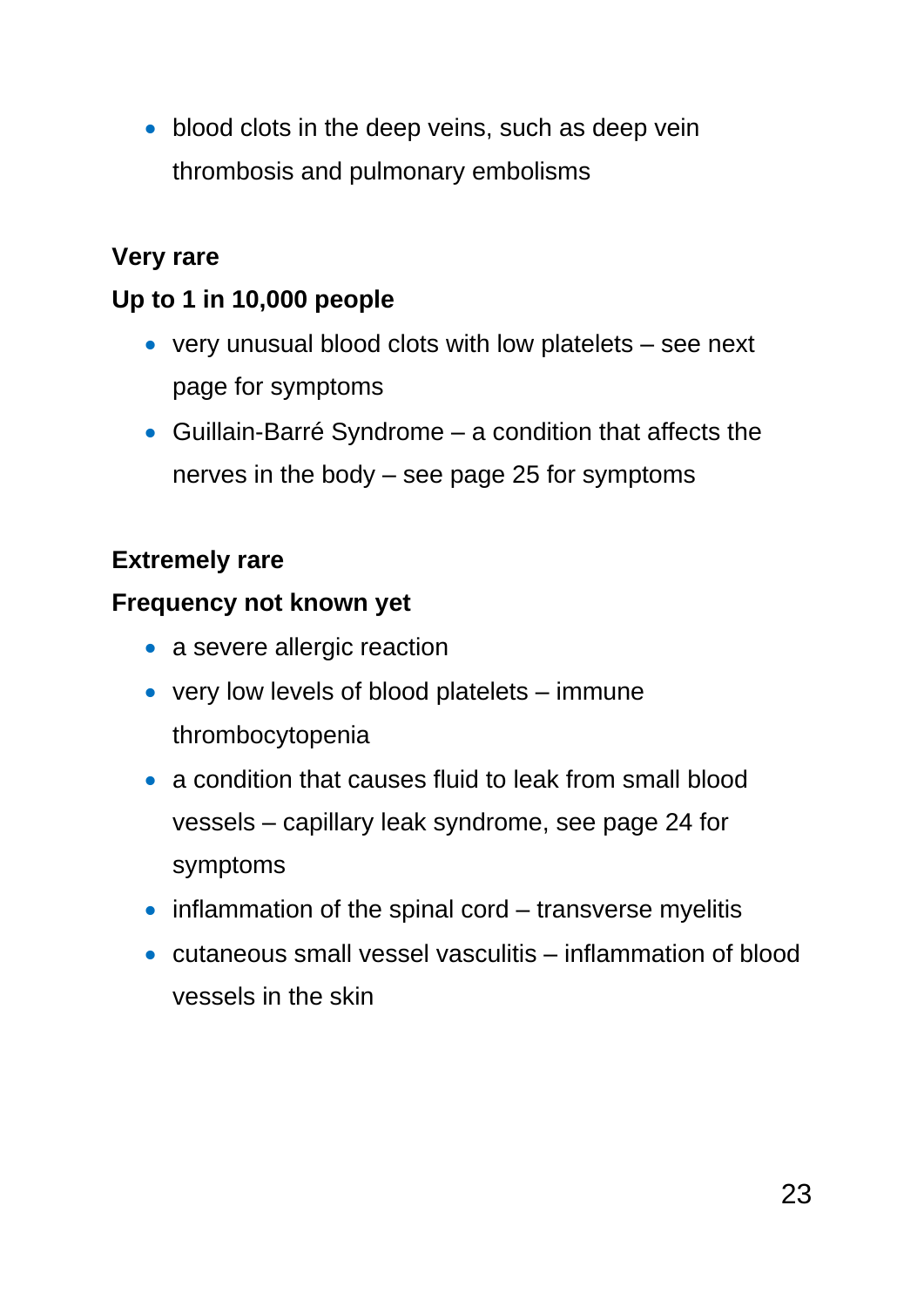- blood clots in the deep veins, such as deep vein thrombosis and pulmonary embolisms

**Very rare**

**Up to 1 in 10,000 people**

- very unusual blood clots with low platelets – see next page for symptoms
- Guillain-Barré Syndrome – a condition that affects the nerves in the body – see page 25 for symptoms

**Extremely rare**

**Frequency not known yet**

- a severe allergic reaction
- very low levels of blood platelets – immune thrombocytopenia
- a condition that causes fluid to leak from small blood vessels – capillary leak syndrome, see page 24 for symptoms
- inflammation of the spinal cord – transverse myelitis
- cutaneous small vessel vasculitis – inflammation of blood vessels in the skin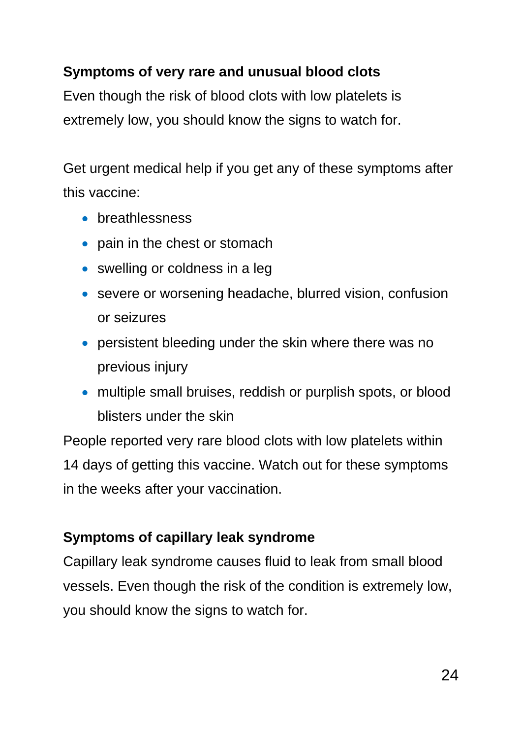### Symptoms of very rare and unusual blood clots

Even though the risk of blood clots with low platelets is extremely low, you should know the signs to watch for.

Get urgent medical help if you get any of these symptoms after this vaccine:

- breathlessness
- pain in the chest or stomach
- swelling or coldness in a leg
- severe or worsening headache, blurred vision, confusion or seizures
- persistent bleeding under the skin where there was no previous injury
- multiple small bruises, reddish or purplish spots, or blood blisters under the skin

People reported very rare blood clots with low platelets within 14 days of getting this vaccine. Watch out for these symptoms in the weeks after your vaccination.

### Symptoms of capillary leak syndrome

Capillary leak syndrome causes fluid to leak from small blood vessels. Even though the risk of the condition is extremely low, you should know the signs to watch for.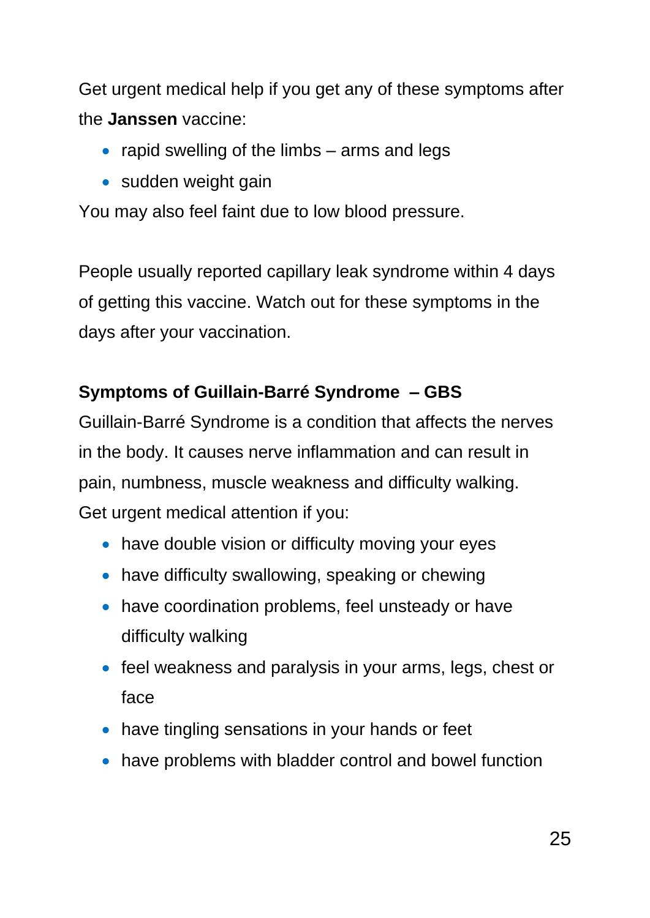Get urgent medical help if you get any of these symptoms after the **Janssen** vaccine:

- rapid swelling of the limbs – arms and legs
- sudden weight gain

You may also feel faint due to low blood pressure.

People usually reported capillary leak syndrome within 4 days of getting this vaccine. Watch out for these symptoms in the days after your vaccination.

**Symptoms of Guillain-Barré Syndrome – GBS**

Guillain-Barré Syndrome is a condition that affects the nerves in the body. It causes nerve inflammation and can result in pain, numbness, muscle weakness and difficulty walking.

Get urgent medical attention if you:

- have double vision or difficulty moving your eyes
- have difficulty swallowing, speaking or chewing
- have coordination problems, feel unsteady or have difficulty walking
- feel weakness and paralysis in your arms, legs, chest or face
- have tingling sensations in your hands or feet
- have problems with bladder control and bowel function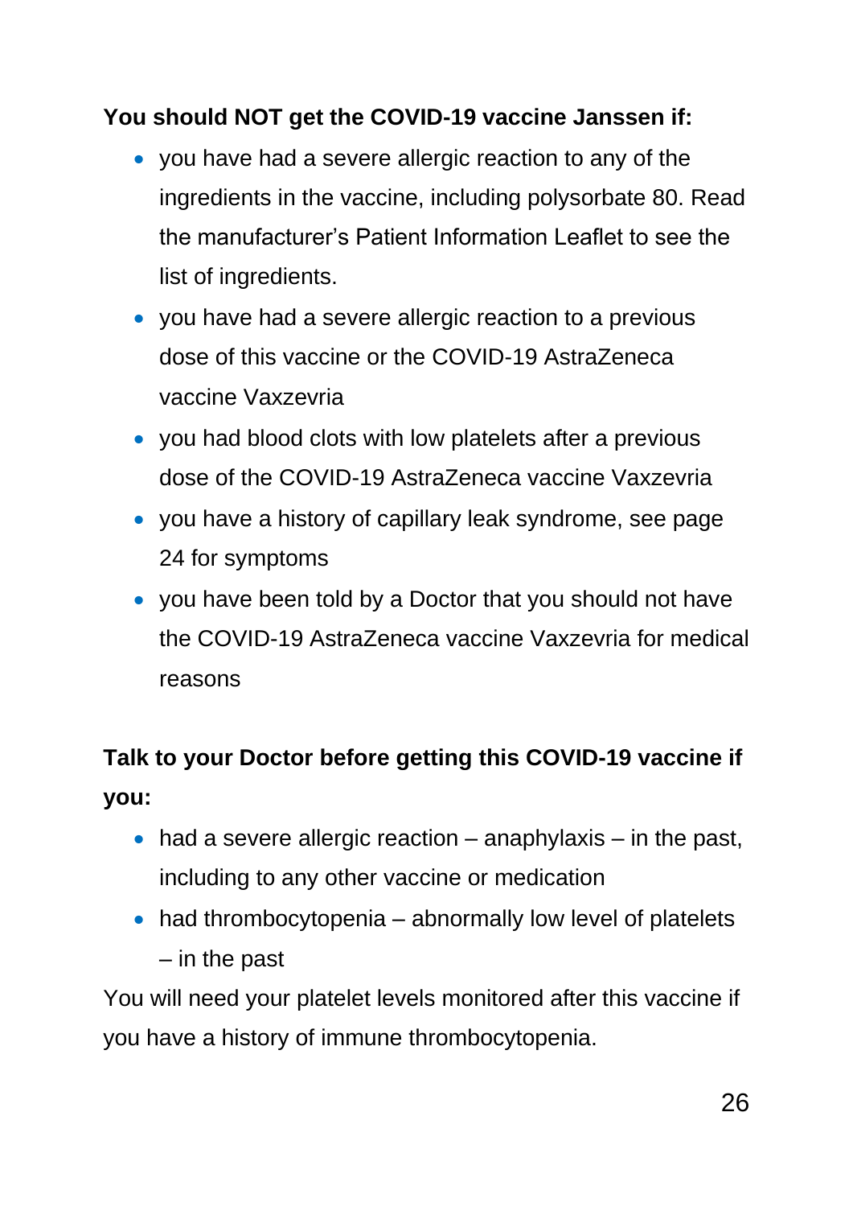**You should NOT get the COVID-19 vaccine Janssen if:**

- you have had a severe allergic reaction to any of the ingredients in the vaccine, including polysorbate 80. Read the manufacturer's Patient Information Leaflet to see the list of ingredients.
- you have had a severe allergic reaction to a previous dose of this vaccine or the COVID-19 AstraZeneca vaccine Vaxzevria
- you had blood clots with low platelets after a previous dose of the COVID-19 AstraZeneca vaccine Vaxzevria
- you have a history of capillary leak syndrome, see page 24 for symptoms
- you have been told by a Doctor that you should not have the COVID-19 AstraZeneca vaccine Vaxzevria for medical reasons

**Talk to your Doctor before getting this COVID-19 vaccine if you:**

- had a severe allergic reaction – anaphylaxis – in the past, including to any other vaccine or medication
- had thrombocytopenia – abnormally low level of platelets – in the past

You will need your platelet levels monitored after this vaccine if you have a history of immune thrombocytopenia.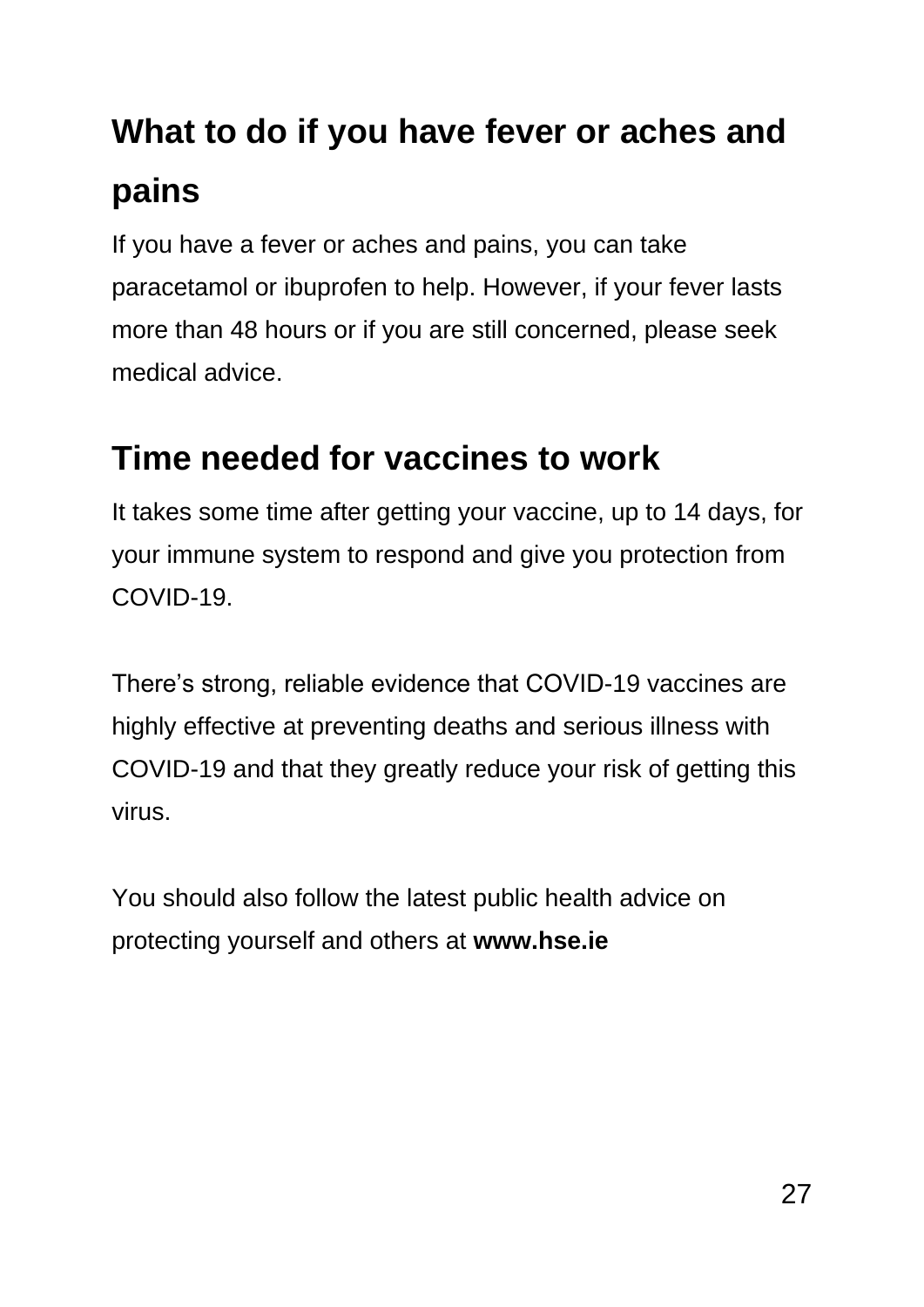## What to do if you have fever or aches and pains

If you have a fever or aches and pains, you can take paracetamol or ibuprofen to help. However, if your fever lasts more than 48 hours or if you are still concerned, please seek medical advice.

## Time needed for vaccines to work

It takes some time after getting your vaccine, up to 14 days, for your immune system to respond and give you protection from COVID-19.

There's strong, reliable evidence that COVID-19 vaccines are highly effective at preventing deaths and serious illness with COVID-19 and that they greatly reduce your risk of getting this virus.

You should also follow the latest public health advice on protecting yourself and others at **www.hse.ie**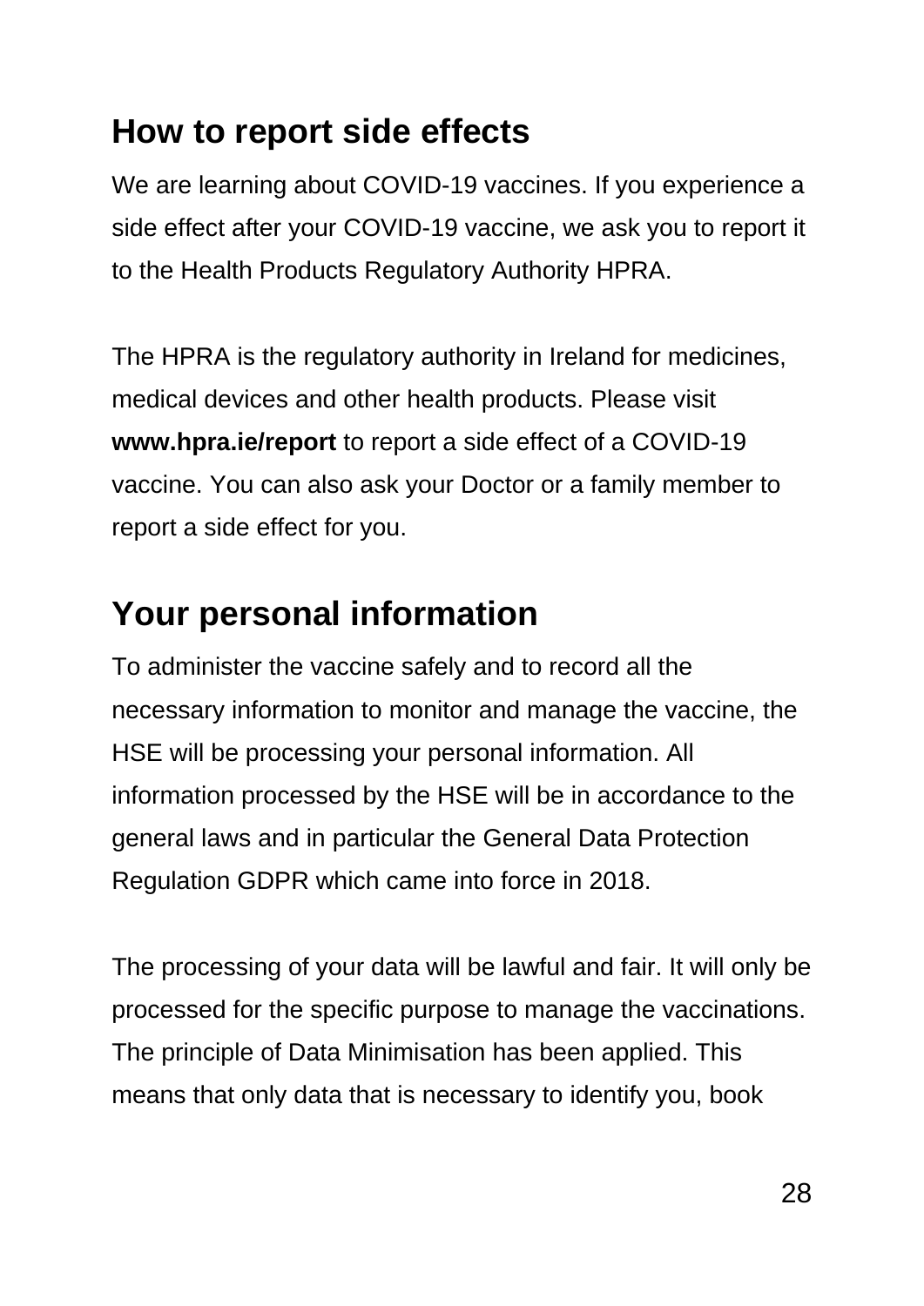## How to report side effects

We are learning about COVID-19 vaccines. If you experience a side effect after your COVID-19 vaccine, we ask you to report it to the Health Products Regulatory Authority HPRA.

The HPRA is the regulatory authority in Ireland for medicines, medical devices and other health products. Please visit **www.hpra.ie/report** to report a side effect of a COVID-19 vaccine. You can also ask your Doctor or a family member to report a side effect for you.

## Your personal information

To administer the vaccine safely and to record all the necessary information to monitor and manage the vaccine, the HSE will be processing your personal information. All information processed by the HSE will be in accordance to the general laws and in particular the General Data Protection Regulation GDPR which came into force in 2018.

The processing of your data will be lawful and fair. It will only be processed for the specific purpose to manage the vaccinations. The principle of Data Minimisation has been applied. This means that only data that is necessary to identify you, book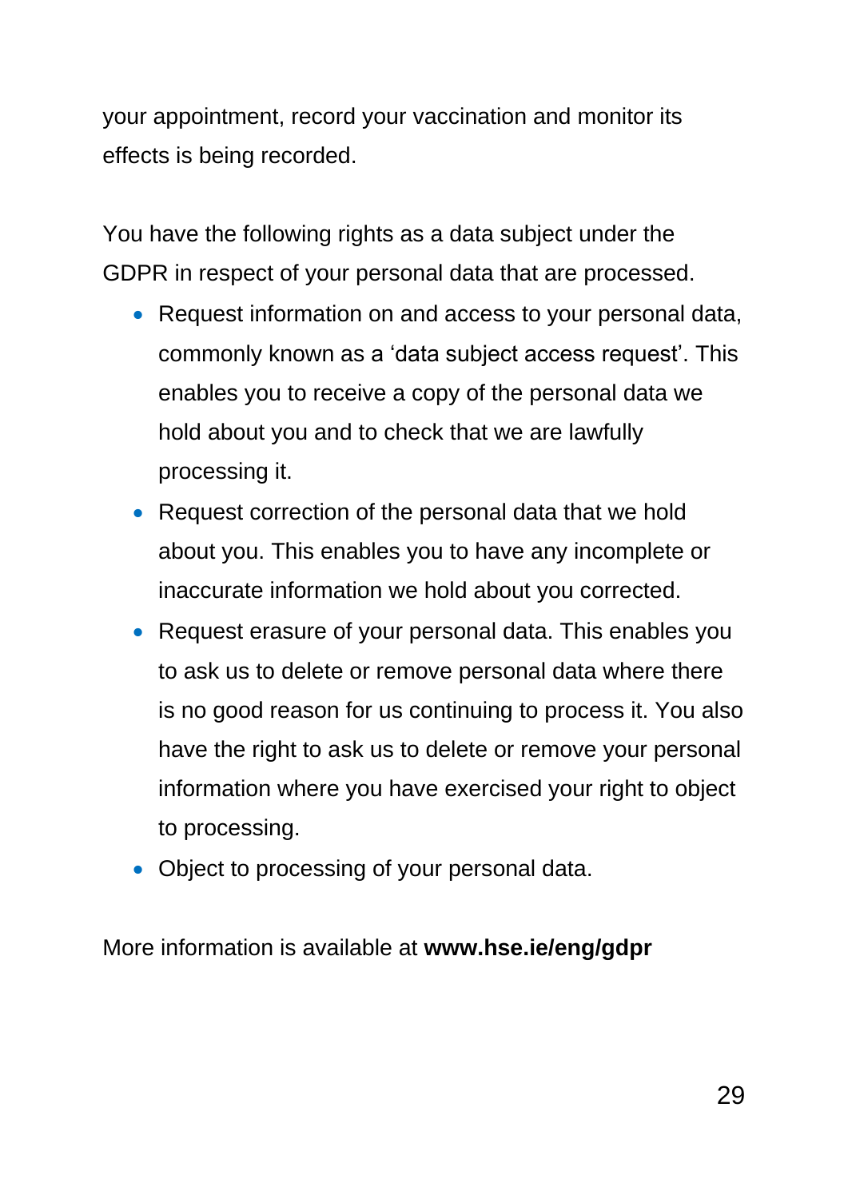your appointment, record your vaccination and monitor its effects is being recorded.

You have the following rights as a data subject under the GDPR in respect of your personal data that are processed.

- Request information on and access to your personal data, commonly known as a ‘data subject access request’. This enables you to receive a copy of the personal data we hold about you and to check that we are lawfully processing it.
- Request correction of the personal data that we hold about you. This enables you to have any incomplete or inaccurate information we hold about you corrected.
- Request erasure of your personal data. This enables you to ask us to delete or remove personal data where there is no good reason for us continuing to process it. You also have the right to ask us to delete or remove your personal information where you have exercised your right to object to processing.
- Object to processing of your personal data.

More information is available at **www.hse.ie/eng/gdpr**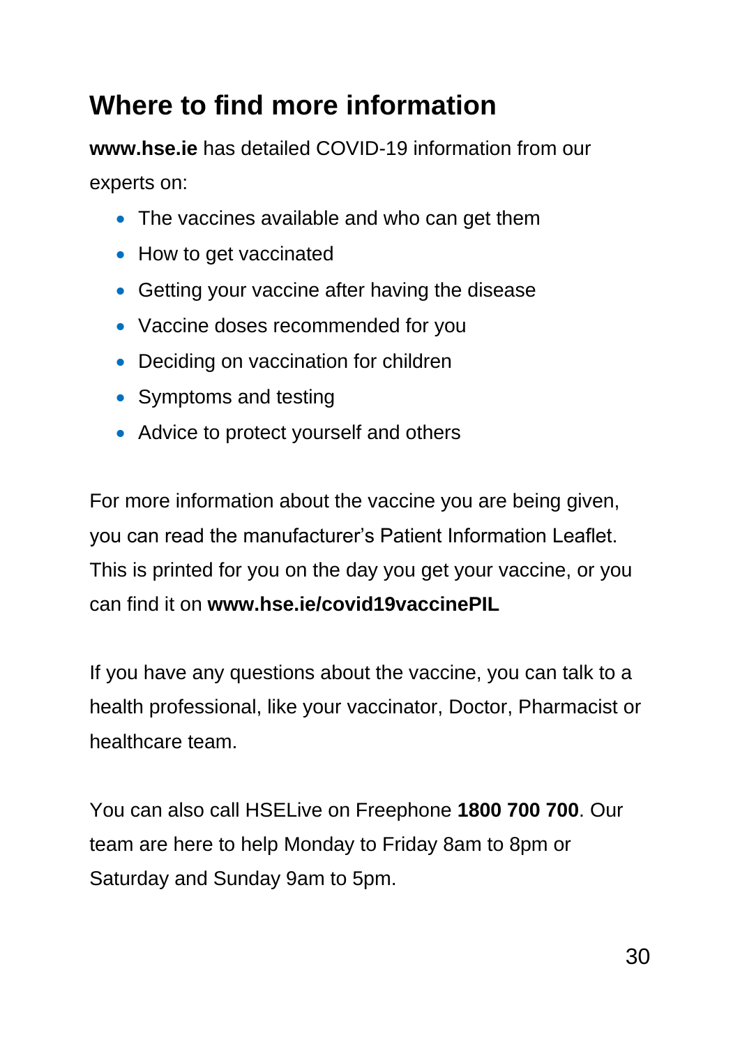## Where to find more information

**www.hse.ie** has detailed COVID-19 information from our experts on:

- The vaccines available and who can get them
- How to get vaccinated
- Getting your vaccine after having the disease
- Vaccine doses recommended for you
- Deciding on vaccination for children
- Symptoms and testing
- Advice to protect yourself and others

For more information about the vaccine you are being given, you can read the manufacturer's Patient Information Leaflet. This is printed for you on the day you get your vaccine, or you can find it on **www.hse.ie/covid19vaccinePIL**

If you have any questions about the vaccine, you can talk to a health professional, like your vaccinator, Doctor, Pharmacist or healthcare team.

You can also call HSELive on Freephone **1800 700 700**. Our team are here to help Monday to Friday 8am to 8pm or Saturday and Sunday 9am to 5pm.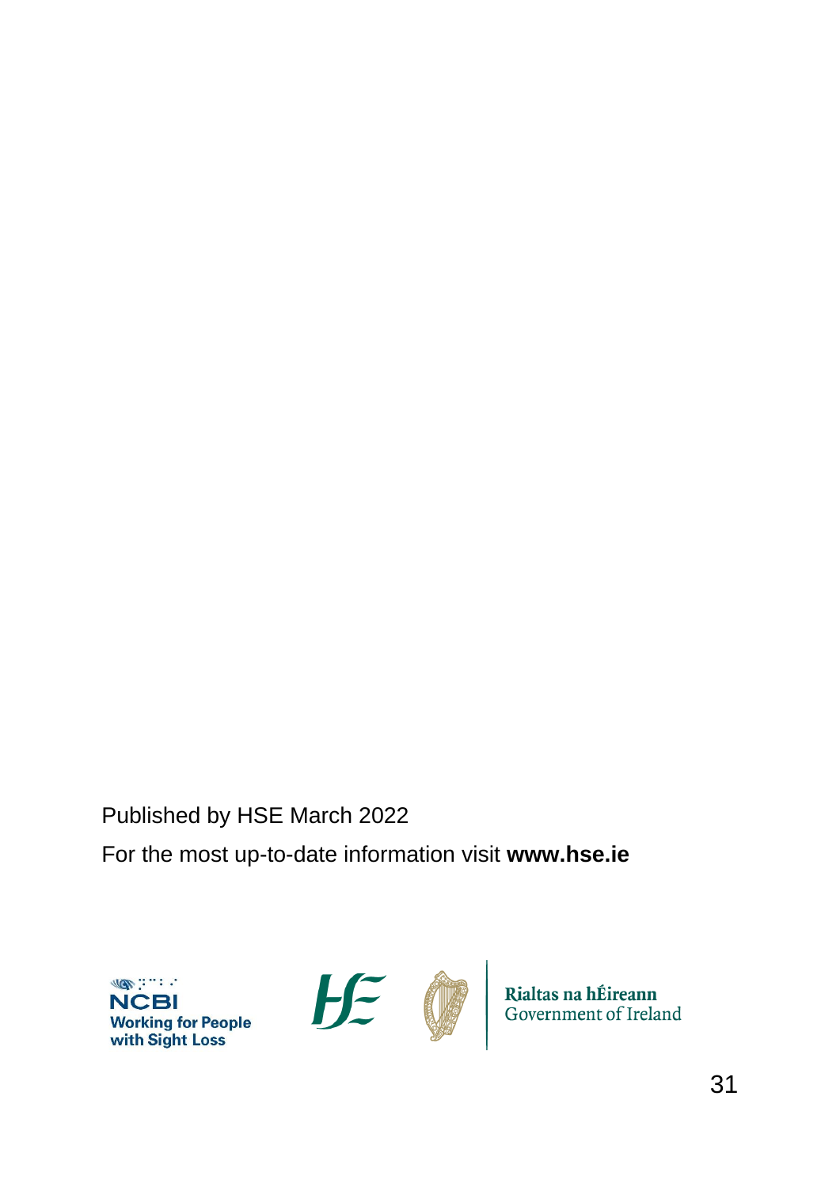Published by HSE March 2022

For the most up-to-date information visit **www.hse.ie**

NCBI
Working for People
with Sight Loss

Rialtas na hÉireann
Government of Ireland